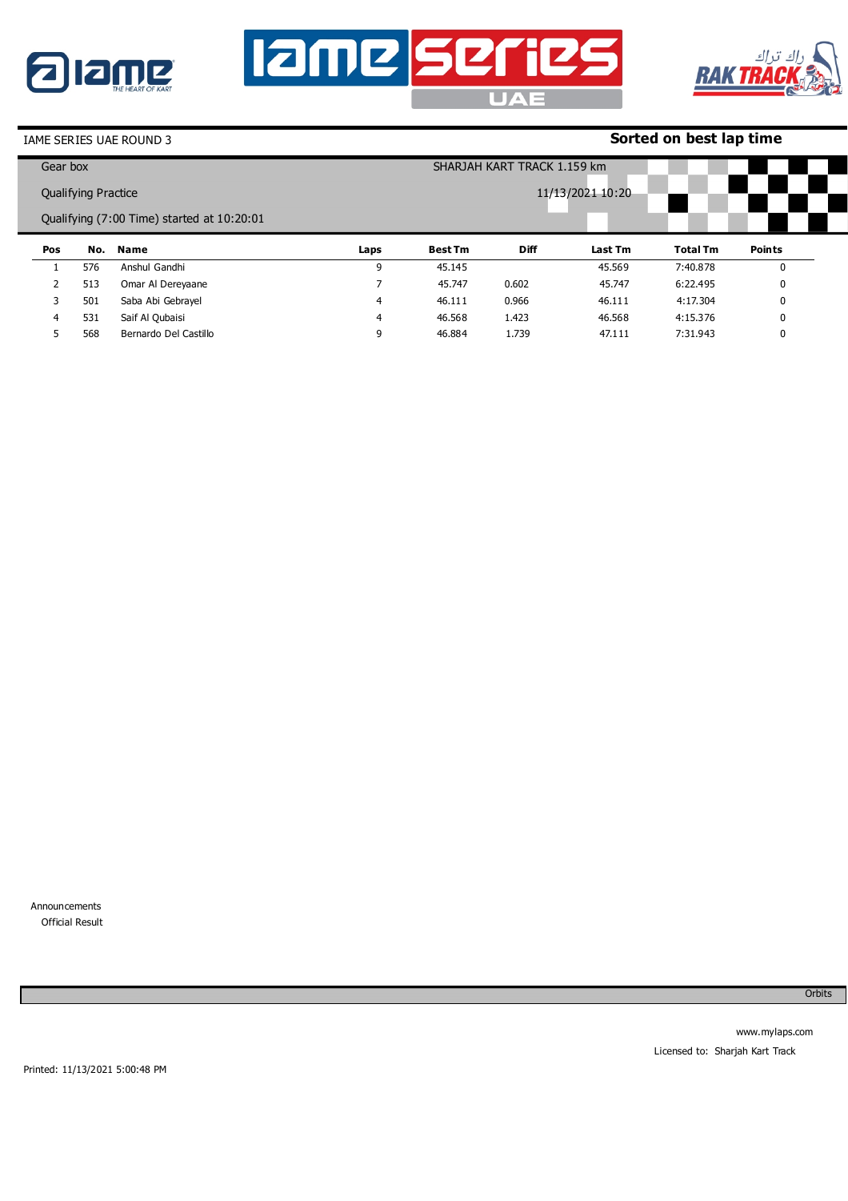IAME SERIES UAE ROUND 3

**Sorted on best lap time**

Gear box

SHARJAH KART TRACK 1.159 km

Qualifying Practice

11/13/2021 10:20

Qualifying (7:00 Time) started at 10:20:01

| Pos | No. | Name | Laps | Best Tm | Diff | Last Tm | Total Tm | Points |
|---|---|---|---|---|---|---|---|---|
| 1 | 576 | Anshul Gandhi | 9 | 45.145 | | 45.569 | 7:40.878 | 0 |
| 2 | 513 | Omar Al Dereyaane | 7 | 45.747 | 0.602 | 45.747 | 6:22.495 | 0 |
| 3 | 501 | Saba Abi Gebrayel | 4 | 46.111 | 0.966 | 46.111 | 4:17.304 | 0 |
| 4 | 531 | Saif Al Qubaisi | 4 | 46.568 | 1.423 | 46.568 | 4:15.376 | 0 |
| 5 | 568 | Bernardo Del Castillo | 9 | 46.884 | 1.739 | 47.111 | 7:31.943 | 0 |

Announcements

Official Result

Orbits

www.mylaps.com

Licensed to: Sharjah Kart Track

Printed: 11/13/2021 5:00:48 PM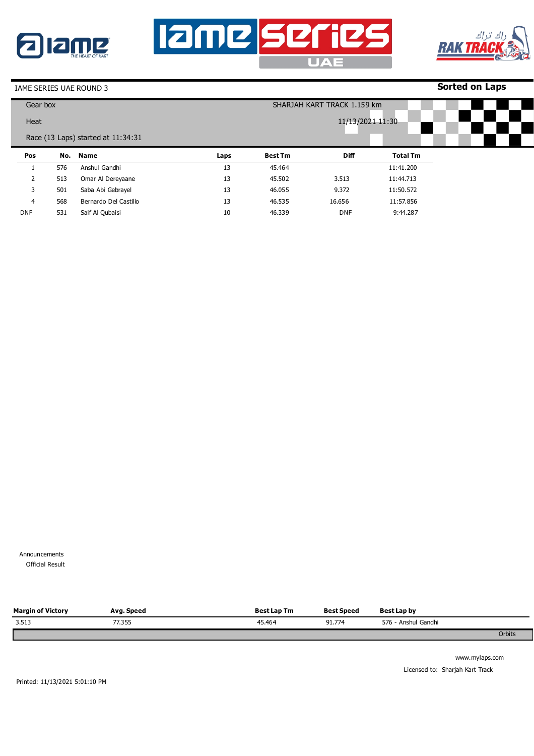IAME SERIES UAE ROUND 3

**Sorted on Laps**

Gear box

Heat

Race (13 Laps) started at 11:34:31

SHARJAH KART TRACK 1.159 km

11/13/2021 11:30

| Pos | No. | Name | Laps | Best Tm | Diff | Total Tm |
|---|---|---|---|---|---|---|
| 1 | 576 | Anshul Gandhi | 13 | 45.464 | | 11:41.200 |
| 2 | 513 | Omar Al Dereyaane | 13 | 45.502 | 3.513 | 11:44.713 |
| 3 | 501 | Saba Abi Gebrayel | 13 | 46.055 | 9.372 | 11:50.572 |
| 4 | 568 | Bernardo Del Castillo | 13 | 46.535 | 16.656 | 11:57.856 |
| DNF | 531 | Saif Al Qubaisi | 10 | 46.339 | DNF | 9:44.287 |

Announcements

Official Result

| Margin of Victory | Avg. Speed | Best Lap Tm | Best Speed | Best Lap by |
|---|---|---|---|---|
| 3.513 | 77.355 | 45.464 | 91.774 | 576 - Anshul Gandhi |

Orbits

www.mylaps.com

Licensed to: Sharjah Kart Track

Printed: 11/13/2021 5:01:10 PM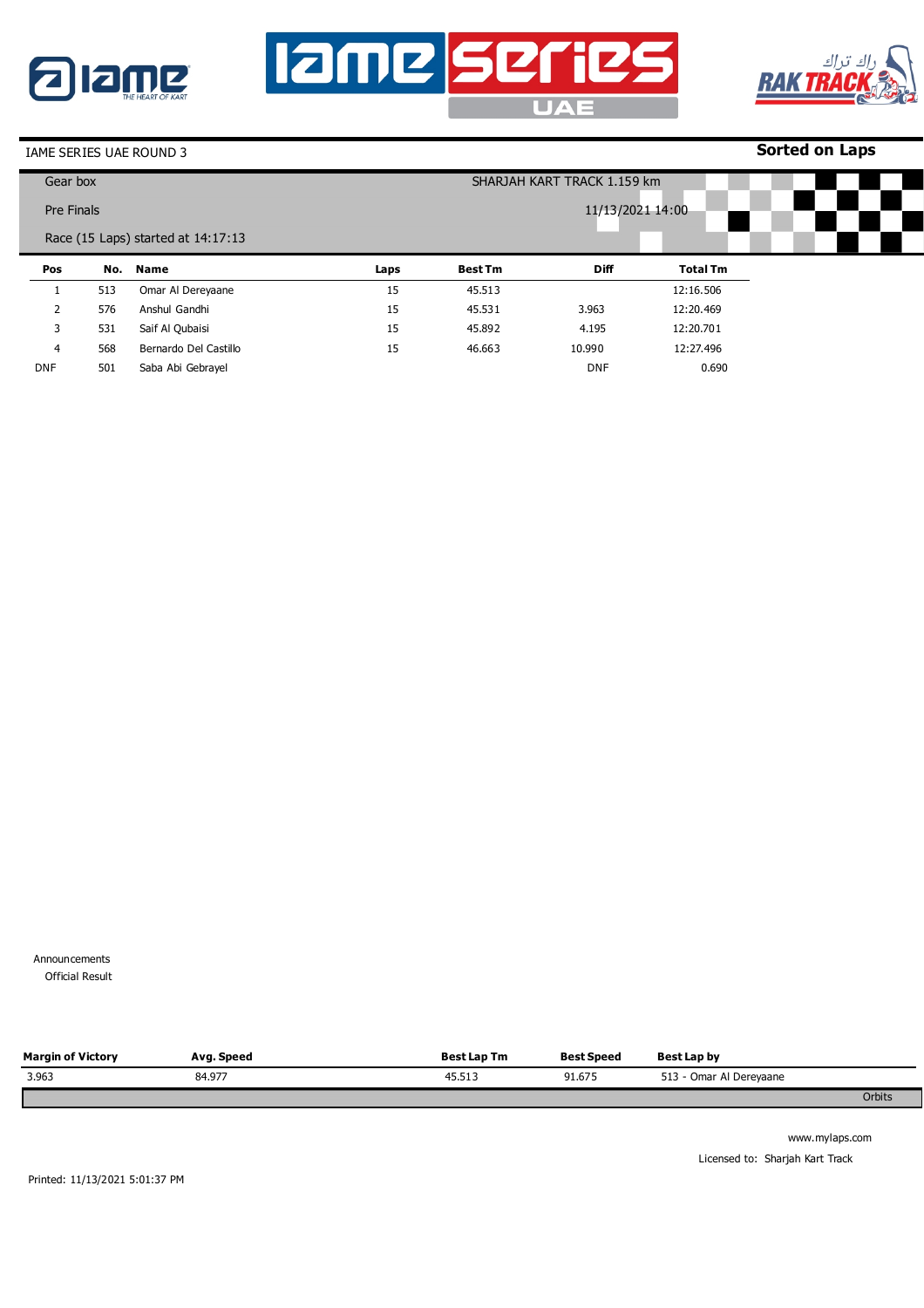IAME SERIES UAE ROUND 3

**Sorted on Laps**

Gear box

Pre Finals

Race (15 Laps) started at 14:17:13

SHARJAH KART TRACK 1.159 km

11/13/2021 14:00

| Pos | No. | Name | Laps | Best Tm | Diff | Total Tm |
|---|---|---|---|---|---|---|
| 1 | 513 | Omar Al Dereyaane | 15 | 45.513 | | 12:16.506 |
| 2 | 576 | Anshul Gandhi | 15 | 45.531 | 3.963 | 12:20.469 |
| 3 | 531 | Saif Al Qubaisi | 15 | 45.892 | 4.195 | 12:20.701 |
| 4 | 568 | Bernardo Del Castillo | 15 | 46.663 | 10.990 | 12:27.496 |
| DNF | 501 | Saba Abi Gebrayel | | | DNF | 0.690 |

Announcements
Official Result

| Margin of Victory | Avg. Speed | Best Lap Tm | Best Speed | Best Lap by |
|---|---|---|---|---|
| 3.963 | 84.977 | 45.513 | 91.675 | 513 - Omar Al Dereyaane |

Orbits

www.mylaps.com

Licensed to: Sharjah Kart Track

Printed: 11/13/2021 5:01:37 PM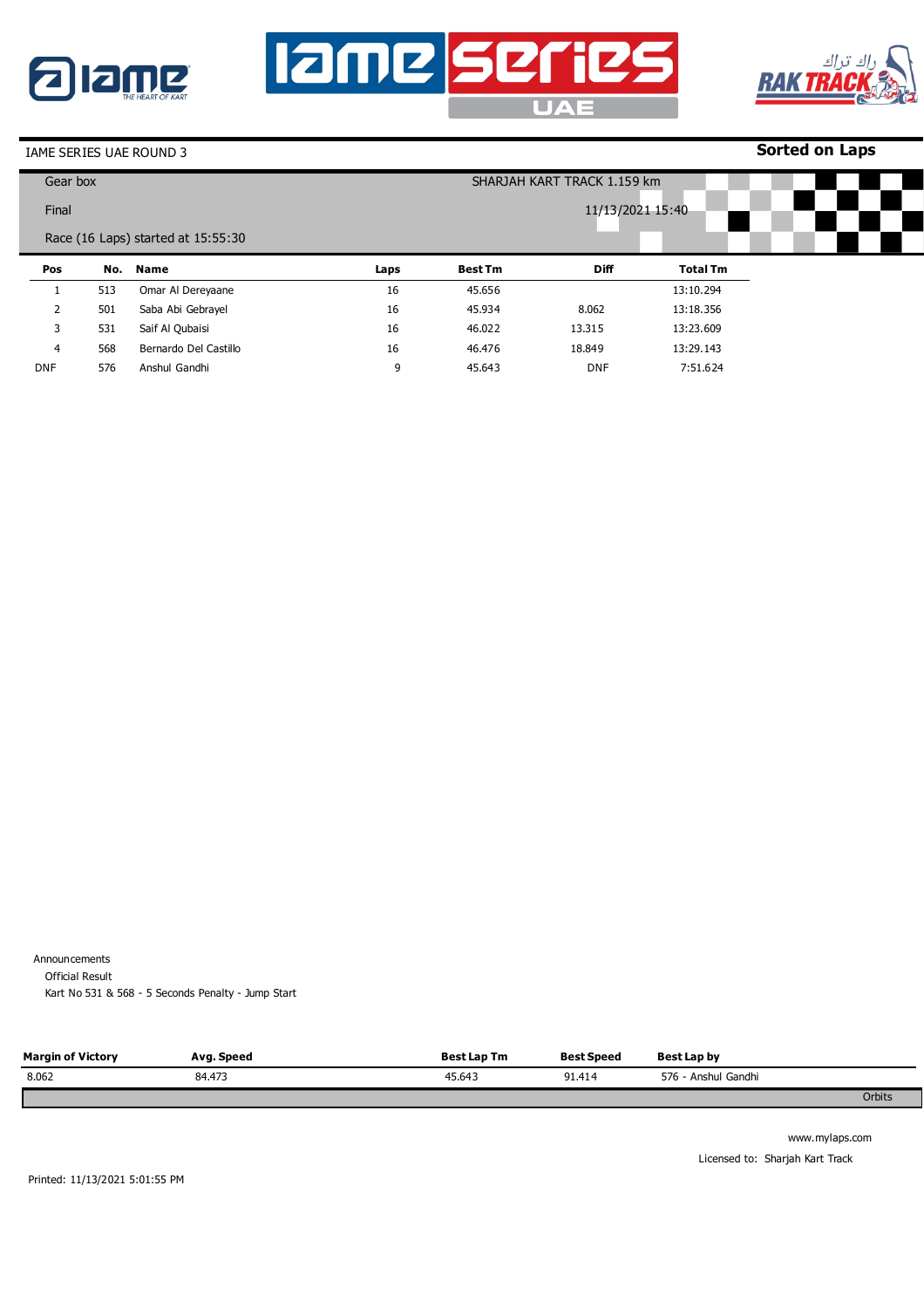IAME SERIES UAE ROUND 3

**Sorted on Laps**

Gear box

Final

Race (16 Laps) started at 15:55:30

SHARJAH KART TRACK 1.159 km

11/13/2021 15:40

| Pos | No. | Name | Laps | Best Tm | Diff | Total Tm |
|---|---|---|---|---|---|---|
| 1 | 513 | Omar Al Dereyaane | 16 | 45.656 | | 13:10.294 |
| 2 | 501 | Saba Abi Gebrayel | 16 | 45.934 | 8.062 | 13:18.356 |
| 3 | 531 | Saif Al Qubaisi | 16 | 46.022 | 13.315 | 13:23.609 |
| 4 | 568 | Bernardo Del Castillo | 16 | 46.476 | 18.849 | 13:29.143 |
| DNF | 576 | Anshul Gandhi | 9 | 45.643 | DNF | 7:51.624 |

Announcements

Official Result

Kart No 531 & 568 - 5 Seconds Penalty - Jump Start

| Margin of Victory | Avg. Speed | Best Lap Tm | Best Speed | Best Lap by |
|---|---|---|---|---|
| 8.062 | 84.473 | 45.643 | 91.414 | 576 - Anshul Gandhi |

Orbits

www.mylaps.com

Licensed to: Sharjah Kart Track

Printed: 11/13/2021 5:01:55 PM